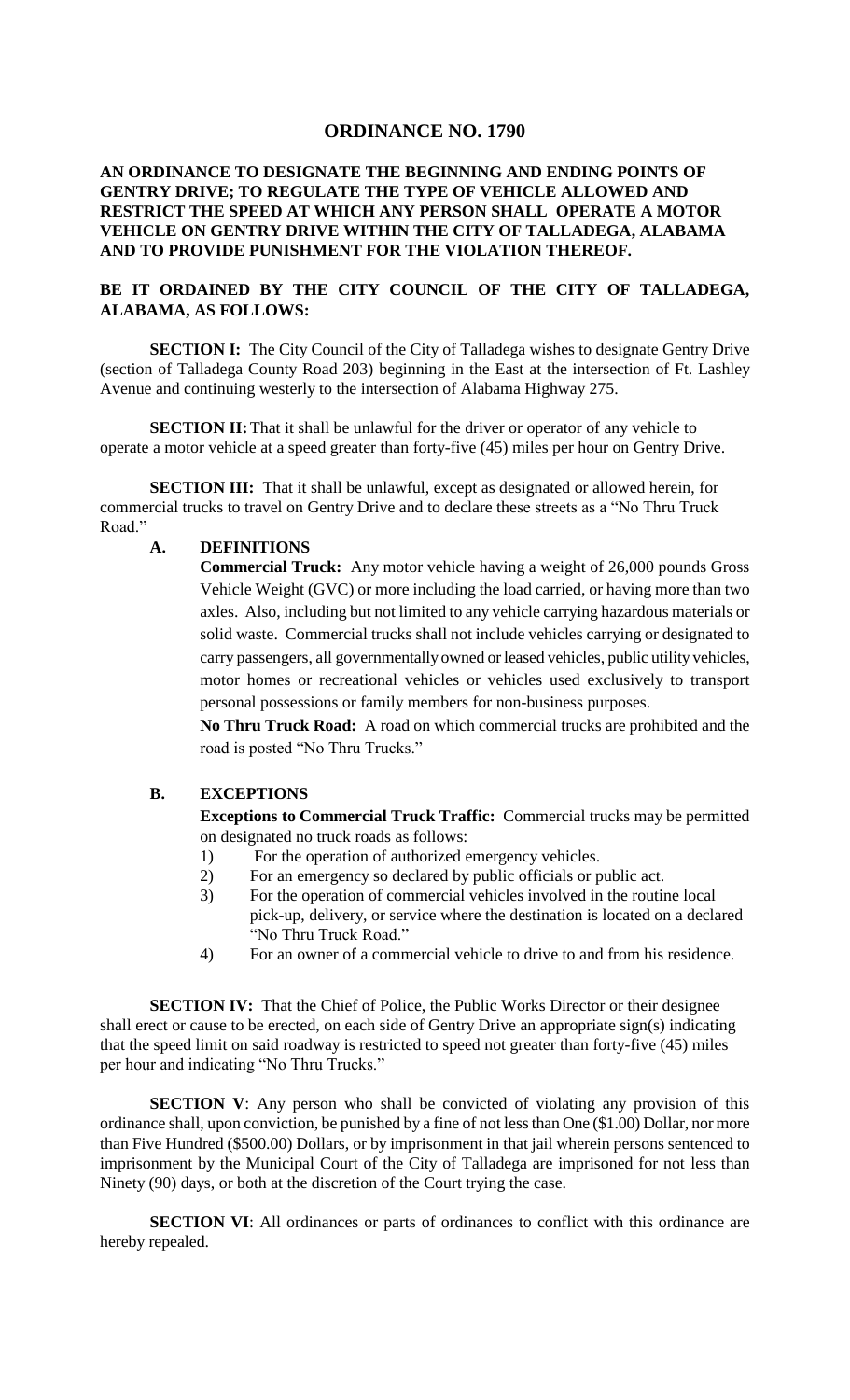# ORDINANCE NO. 1790

**AN ORDINANCE TO DESIGNATE THE BEGINNING AND ENDING POINTS OF GENTRY DRIVE; TO REGULATE THE TYPE OF VEHICLE ALLOWED AND RESTRICT THE SPEED AT WHICH ANY PERSON SHALL OPERATE A MOTOR VEHICLE ON GENTRY DRIVE WITHIN THE CITY OF TALLADEGA, ALABAMA AND TO PROVIDE PUNISHMENT FOR THE VIOLATION THEREOF.**

**BE IT ORDAINED BY THE CITY COUNCIL OF THE CITY OF TALLADEGA, ALABAMA, AS FOLLOWS:**

**SECTION I:** The City Council of the City of Talladega wishes to designate Gentry Drive (section of Talladega County Road 203) beginning in the East at the intersection of Ft. Lashley Avenue and continuing westerly to the intersection of Alabama Highway 275.

**SECTION II:** That it shall be unlawful for the driver or operator of any vehicle to operate a motor vehicle at a speed greater than forty-five (45) miles per hour on Gentry Drive.

**SECTION III:** That it shall be unlawful, except as designated or allowed herein, for commercial trucks to travel on Gentry Drive and to declare these streets as a "No Thru Truck Road."

**A. DEFINITIONS**

**Commercial Truck:** Any motor vehicle having a weight of 26,000 pounds Gross Vehicle Weight (GVC) or more including the load carried, or having more than two axles. Also, including but not limited to any vehicle carrying hazardous materials or solid waste. Commercial trucks shall not include vehicles carrying or designated to carry passengers, all governmentally owned or leased vehicles, public utility vehicles, motor homes or recreational vehicles or vehicles used exclusively to transport personal possessions or family members for non-business purposes.

**No Thru Truck Road:** A road on which commercial trucks are prohibited and the road is posted "No Thru Trucks."

**B. EXCEPTIONS**

**Exceptions to Commercial Truck Traffic:** Commercial trucks may be permitted on designated no truck roads as follows:

1) For the operation of authorized emergency vehicles.
2) For an emergency so declared by public officials or public act.
3) For the operation of commercial vehicles involved in the routine local pick-up, delivery, or service where the destination is located on a declared "No Thru Truck Road."
4) For an owner of a commercial vehicle to drive to and from his residence.

**SECTION IV:** That the Chief of Police, the Public Works Director or their designee shall erect or cause to be erected, on each side of Gentry Drive an appropriate sign(s) indicating that the speed limit on said roadway is restricted to speed not greater than forty-five (45) miles per hour and indicating "No Thru Trucks."

**SECTION V**: Any person who shall be convicted of violating any provision of this ordinance shall, upon conviction, be punished by a fine of not less than One ($1.00) Dollar, nor more than Five Hundred ($500.00) Dollars, or by imprisonment in that jail wherein persons sentenced to imprisonment by the Municipal Court of the City of Talladega are imprisoned for not less than Ninety (90) days, or both at the discretion of the Court trying the case.

**SECTION VI**: All ordinances or parts of ordinances to conflict with this ordinance are hereby repealed.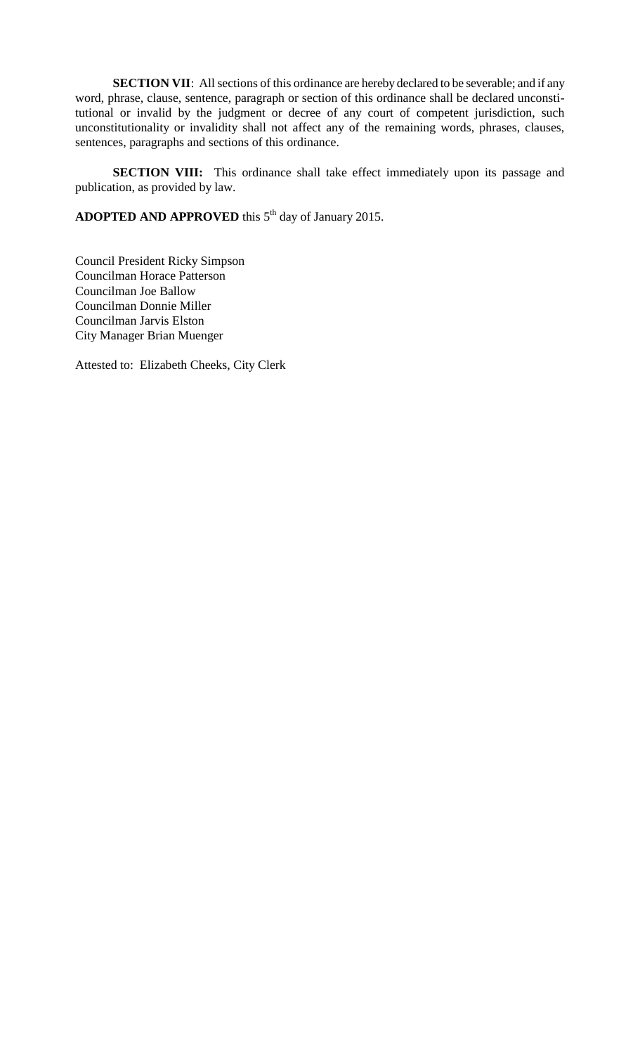**SECTION VII**: All sections of this ordinance are hereby declared to be severable; and if any word, phrase, clause, sentence, paragraph or section of this ordinance shall be declared unconstitutional or invalid by the judgment or decree of any court of competent jurisdiction, such unconstitutionality or invalidity shall not affect any of the remaining words, phrases, clauses, sentences, paragraphs and sections of this ordinance.

**SECTION VIII:** This ordinance shall take effect immediately upon its passage and publication, as provided by law.

**ADOPTED AND APPROVED** this 5th day of January 2015.

Council President Ricky Simpson
Councilman Horace Patterson
Councilman Joe Ballow
Councilman Donnie Miller
Councilman Jarvis Elston
City Manager Brian Muenger

Attested to: Elizabeth Cheeks, City Clerk